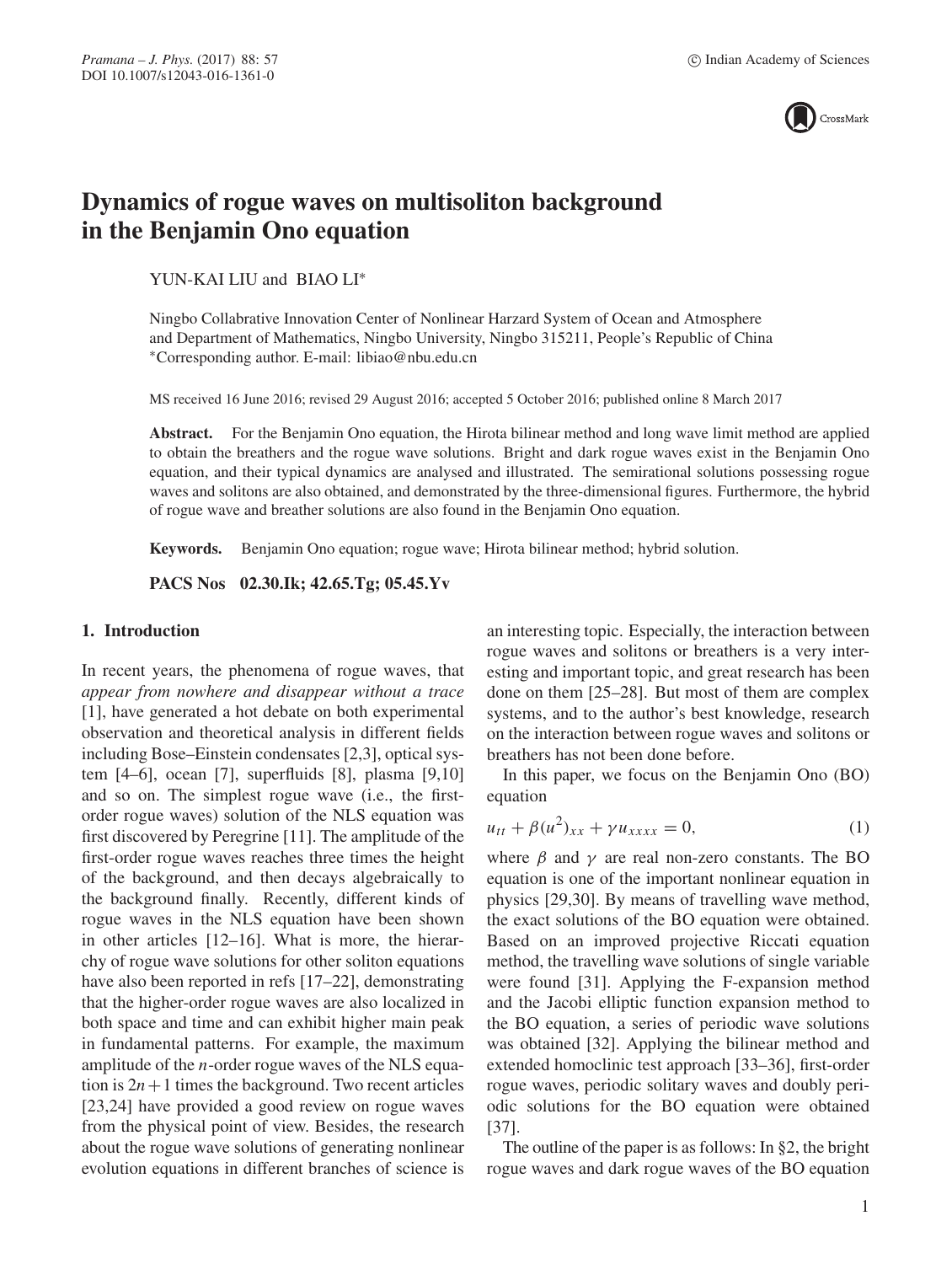# Dynamics of rogue waves on multisoliton background in the Benjamin Ono equation

YUN-KAI LIU and BIAO LI*

Ningbo Collaborative Innovation Center of Nonlinear Harzard System of Ocean and Atmosphere and Department of Mathematics, Ningbo University, Ningbo 315211, People's Republic of China
*Corresponding author. E-mail: libiao@nbu.edu.cn

MS received 16 June 2016; revised 29 August 2016; accepted 5 October 2016; published online 8 March 2017

**Abstract.** For the Benjamin Ono equation, the Hirota bilinear method and long wave limit method are applied to obtain the breathers and the rogue wave solutions. Bright and dark rogue waves exist in the Benjamin Ono equation, and their typical dynamics are analysed and illustrated. The semirational solutions possessing rogue waves and solitons are also obtained, and demonstrated by the three-dimensional figures. Furthermore, the hybrid of rogue wave and breather solutions are also found in the Benjamin Ono equation.

**Keywords.** Benjamin Ono equation; rogue wave; Hirota bilinear method; hybrid solution.

**PACS Nos** **02.30.Ik; 42.65.Tg; 05.45.Yv**

## 1. Introduction

In recent years, the phenomena of rogue waves, that *appear from nowhere and disappear without a trace* [1], have generated a hot debate on both experimental observation and theoretical analysis in different fields including Bose–Einstein condensates [2,3], optical system [4–6], ocean [7], superfluids [8], plasma [9,10] and so on. The simplest rogue wave (i.e., the first-order rogue waves) solution of the NLS equation was first discovered by Peregrine [11]. The amplitude of the first-order rogue waves reaches three times the height of the background, and then decays algebraically to the background finally. Recently, different kinds of rogue waves in the NLS equation have been shown in other articles [12–16]. What is more, the hierarchy of rogue wave solutions for other soliton equations have also been reported in refs [17–22], demonstrating that the higher-order rogue waves are also localized in both space and time and can exhibit higher main peak in fundamental patterns. For example, the maximum amplitude of the $n$-order rogue waves of the NLS equation is $2n+1$ times the background. Two recent articles [23,24] have provided a good review on rogue waves from the physical point of view. Besides, the research about the rogue wave solutions of generating nonlinear evolution equations in different branches of science is an interesting topic. Especially, the interaction between rogue waves and solitons or breathers is a very interesting and important topic, and great research has been done on them [25–28]. But most of them are complex systems, and to the author's best knowledge, research on the interaction between rogue waves and solitons or breathers has not been done before.

In this paper, we focus on the Benjamin Ono (BO) equation

$$u_{tt} + \beta(u^2)_{xx} + \gamma u_{xxxx} = 0, \tag{1}$$

where $\beta$ and $\gamma$ are real non-zero constants. The BO equation is one of the important nonlinear equation in physics [29,30]. By means of travelling wave method, the exact solutions of the BO equation were obtained. Based on an improved projective Riccati equation method, the travelling wave solutions of single variable were found [31]. Applying the F-expansion method and the Jacobi elliptic function expansion method to the BO equation, a series of periodic wave solutions was obtained [32]. Applying the bilinear method and extended homoclinic test approach [33–36], first-order rogue waves, periodic solitary waves and doubly periodic solutions for the BO equation were obtained [37].

The outline of the paper is as follows: In §2, the bright rogue waves and dark rogue waves of the BO equation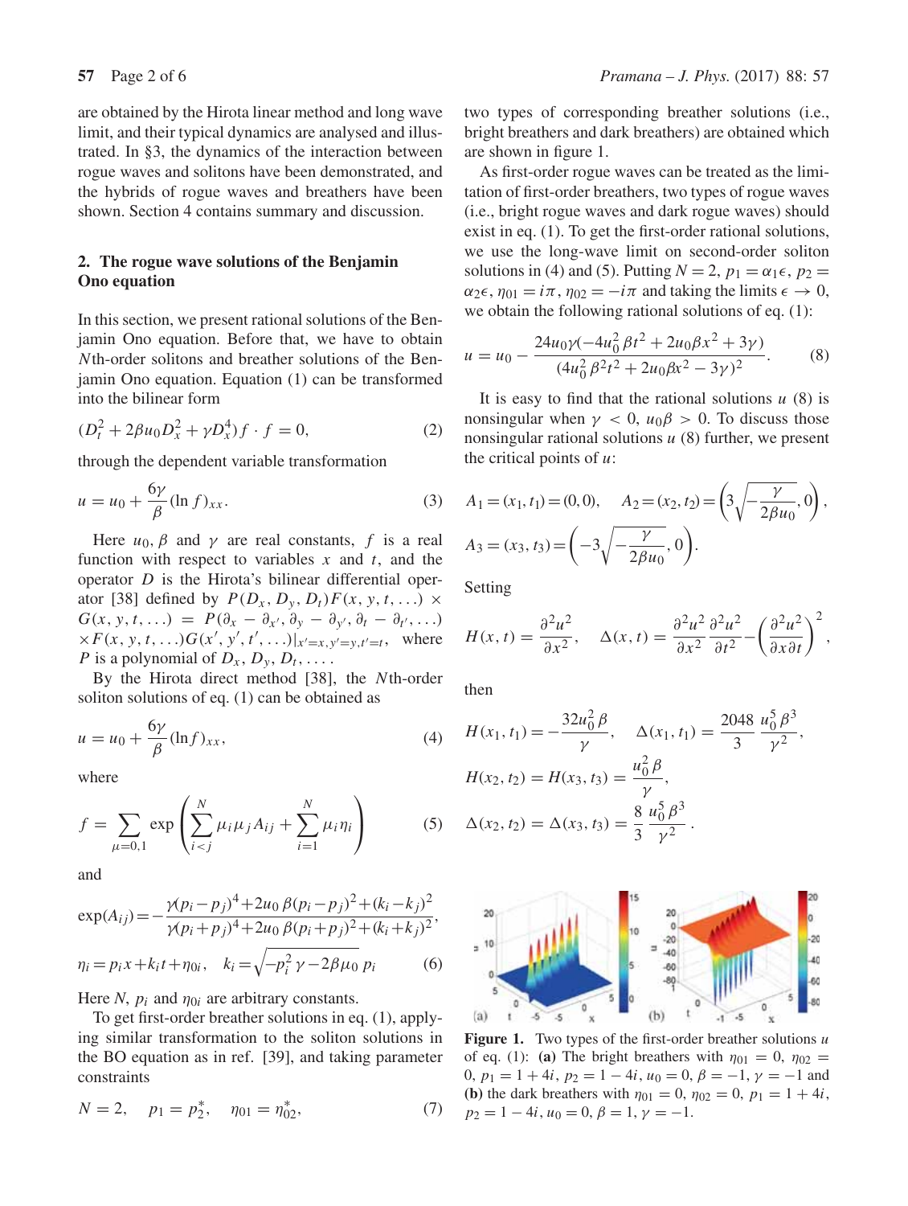are obtained by the Hirota linear method and long wave limit, and their typical dynamics are analysed and illustrated. In §3, the dynamics of the interaction between rogue waves and solitons have been demonstrated, and the hybrids of rogue waves and breathers have been shown. Section 4 contains summary and discussion.

## 2. The rogue wave solutions of the Benjamin Ono equation

In this section, we present rational solutions of the Benjamin Ono equation. Before that, we have to obtain $N$th-order solitons and breather solutions of the Benjamin Ono equation. Equation (1) can be transformed into the bilinear form

$$(D_t^2 + 2\beta u_0 D_x^2 + \gamma D_x^4) f \cdot f = 0, \tag{2}$$

through the dependent variable transformation

$$u = u_0 + \frac{6\gamma}{\beta}(\ln f)_{xx}. \tag{3}$$

Here $u_0, \beta$ and $\gamma$ are real constants, $f$ is a real function with respect to variables $x$ and $t$, and the operator $D$ is the Hirota's bilinear differential operator [38] defined by $P(D_x, D_y, D_t)F(x, y, t, \ldots) \times G(x, y, t, \ldots) = P(\partial_x - \partial_{x'}, \partial_y - \partial_{y'}, \partial_t - \partial_{t'}, \ldots) \times F(x, y, t, \ldots)G(x', y', t', \ldots)|_{x'=x, y'=y, t'=t}$, where $P$ is a polynomial of $D_x, D_y, D_t, \ldots$.

By the Hirota direct method [38], the $N$th-order soliton solutions of eq. (1) can be obtained as

$$u = u_0 + \frac{6\gamma}{\beta}(\ln f)_{xx}, \tag{4}$$

where

$$f = \sum_{\mu=0,1} \exp\left( \sum_{i<j}^{N} \mu_i \mu_j A_{ij} + \sum_{i=1}^{N} \mu_i \eta_i \right) \tag{5}$$

and

$$\exp(A_{ij}) = -\frac{\gamma(p_i - p_j)^4 + 2u_0\,\beta(p_i - p_j)^2 + (k_i - k_j)^2}{\gamma(p_i + p_j)^4 + 2u_0\,\beta(p_i + p_j)^2 + (k_i + k_j)^2},$$

$$\eta_i = p_i x + k_i t + \eta_{0i}, \quad k_i = \sqrt{-p_i^2\,\gamma - 2\beta u_0}\; p_i \tag{6}$$

Here $N$, $p_i$ and $\eta_{0i}$ are arbitrary constants.

To get first-order breather solutions in eq. (1), applying similar transformation to the soliton solutions in the BO equation as in ref. [39], and taking parameter constraints

$$N = 2, \quad p_1 = p_2^*, \quad \eta_{01} = \eta_{02}^*, \tag{7}$$

two types of corresponding breather solutions (i.e., bright breathers and dark breathers) are obtained which are shown in figure 1.

As first-order rogue waves can be treated as the limitation of first-order breathers, two types of rogue waves (i.e., bright rogue waves and dark rogue waves) should exist in eq. (1). To get the first-order rational solutions, we use the long-wave limit on second-order soliton solutions in (4) and (5). Putting $N = 2$, $p_1 = \alpha_1\epsilon$, $p_2 = \alpha_2\epsilon$, $\eta_{01} = i\pi$, $\eta_{02} = -i\pi$ and taking the limits $\epsilon \to 0$, we obtain the following rational solutions of eq. (1):

$$u = u_0 - \frac{24u_0\gamma(-4u_0^2\beta t^2 + 2u_0\beta x^2 + 3\gamma)}{(4u_0^2\beta^2 t^2 + 2u_0\beta x^2 - 3\gamma)^2}. \tag{8}$$

It is easy to find that the rational solutions $u$ (8) is nonsingular when $\gamma < 0$, $u_0\beta > 0$. To discuss those nonsingular rational solutions $u$ (8) further, we present the critical points of $u$:

$$A_1 = (x_1, t_1) = (0, 0), \quad A_2 = (x_2, t_2) = \left(3\sqrt{-\frac{\gamma}{2\beta u_0}}, 0\right),$$

$$A_3 = (x_3, t_3) = \left(-3\sqrt{-\frac{\gamma}{2\beta u_0}}, 0\right).$$

Setting

$$H(x, t) = \frac{\partial^2 u^2}{\partial x^2}, \quad \Delta(x, t) = \frac{\partial^2 u^2}{\partial x^2}\frac{\partial^2 u^2}{\partial t^2} - \left(\frac{\partial^2 u^2}{\partial x \partial t}\right)^2,$$

then

$$H(x_1, t_1) = -\frac{32u_0^2\beta}{\gamma}, \quad \Delta(x_1, t_1) = \frac{2048}{3}\frac{u_0^5\beta^3}{\gamma^2},$$

$$H(x_2, t_2) = H(x_3, t_3) = \frac{u_0^2\beta}{\gamma},$$

$$\Delta(x_2, t_2) = \Delta(x_3, t_3) = \frac{8}{3}\frac{u_0^5\beta^3}{\gamma^2}.$$

**Figure 1.** Two types of the first-order breather solutions $u$ of eq. (1): **(a)** The bright breathers with $\eta_{01} = 0$, $\eta_{02} = 0$, $p_1 = 1 + 4i$, $p_2 = 1 - 4i$, $u_0 = 0$, $\beta = -1$, $\gamma = -1$ and **(b)** the dark breathers with $\eta_{01} = 0$, $\eta_{02} = 0$, $p_1 = 1 + 4i$, $p_2 = 1 - 4i$, $u_0 = 0$, $\beta = 1$, $\gamma = -1$.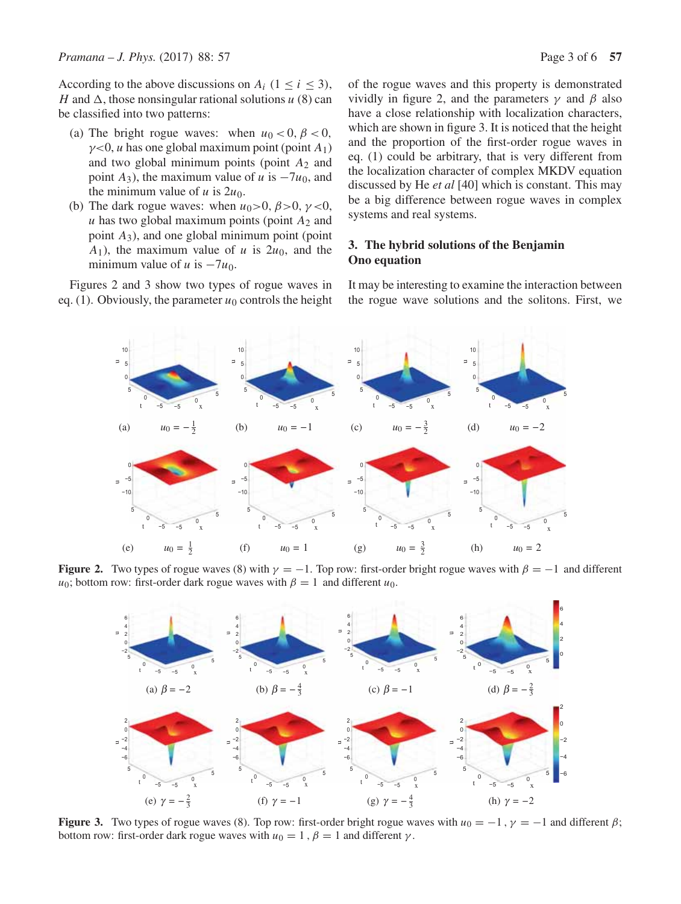According to the above discussions on $A_i$ $(1 \leq i \leq 3)$, $H$ and $\Delta$, those nonsingular rational solutions $u$ (8) can be classified into two patterns:

(a) The bright rogue waves: when $u_0 < 0$, $\beta < 0$, $\gamma < 0$, $u$ has one global maximum point (point $A_1$) and two global minimum points (point $A_2$ and point $A_3$), the maximum value of $u$ is $-7u_0$, and the minimum value of $u$ is $2u_0$.

(b) The dark rogue waves: when $u_0 > 0$, $\beta > 0$, $\gamma < 0$, $u$ has two global maximum points (point $A_2$ and point $A_3$), and one global minimum point (point $A_1$), the maximum value of $u$ is $2u_0$, and the minimum value of $u$ is $-7u_0$.

Figures 2 and 3 show two types of rogue waves in eq. (1). Obviously, the parameter $u_0$ controls the height of the rogue waves and this property is demonstrated vividly in figure 2, and the parameters $\gamma$ and $\beta$ also have a close relationship with localization characters, which are shown in figure 3. It is noticed that the height and the proportion of the first-order rogue waves in eq. (1) could be arbitrary, that is very different from the localization character of complex MKDV equation discussed by He *et al* [40] which is constant. This may be a big difference between rogue waves in complex systems and real systems.

## 3. The hybrid solutions of the Benjamin Ono equation

It may be interesting to examine the interaction between the rogue wave solutions and the solitons. First, we

(a) $u_0 = -\frac{1}{2}$ (b) $u_0 = -1$ (c) $u_0 = -\frac{3}{2}$ (d) $u_0 = -2$

(e) $u_0 = \frac{1}{2}$ (f) $u_0 = 1$ (g) $u_0 = \frac{3}{2}$ (h) $u_0 = 2$

**Figure 2.** Two types of rogue waves (8) with $\gamma = -1$. Top row: first-order bright rogue waves with $\beta = -1$ and different $u_0$; bottom row: first-order dark rogue waves with $\beta = 1$ and different $u_0$.

(a) $\beta = -2$ (b) $\beta = -\frac{4}{3}$ (c) $\beta = -1$ (d) $\beta = -\frac{2}{3}$

(e) $\gamma = -\frac{2}{3}$ (f) $\gamma = -1$ (g) $\gamma = -\frac{4}{3}$ (h) $\gamma = -2$

**Figure 3.** Two types of rogue waves (8). Top row: first-order bright rogue waves with $u_0 = -1$, $\gamma = -1$ and different $\beta$; bottom row: first-order dark rogue waves with $u_0 = 1$, $\beta = 1$ and different $\gamma$.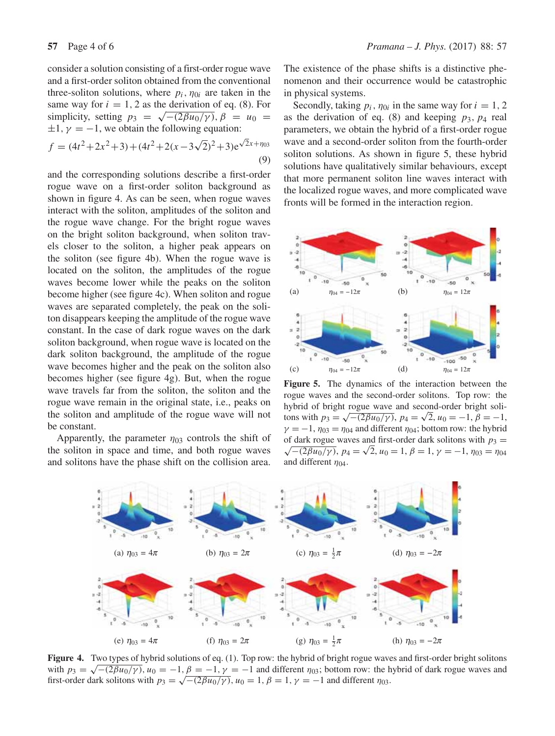consider a solution consisting of a first-order rogue wave and a first-order soliton obtained from the conventional three-soliton solutions, where $p_i$, $\eta_{0i}$ are taken in the same way for $i = 1, 2$ as the derivation of eq. (8). For simplicity, setting $p_3 = \sqrt{-(2\beta u_0/\gamma)}$, $\beta = u_0 = \pm 1$, $\gamma = -1$, we obtain the following equation:

$$f = (4t^2+2x^2+3)+(4t^2+2(x-3\sqrt{2})^2+3)\mathrm{e}^{\sqrt{2}x+\eta_{03}} \tag{9}$$

and the corresponding solutions describe a first-order rogue wave on a first-order soliton background as shown in figure 4. As can be seen, when rogue waves interact with the soliton, amplitudes of the soliton and the rogue wave change. For the bright rogue waves on the bright soliton background, when soliton travels closer to the soliton, a higher peak appears on the soliton (see figure 4b). When the rogue wave is located on the soliton, the amplitudes of the rogue waves become lower while the peaks on the soliton become higher (see figure 4c). When soliton and rogue waves are separated completely, the peak on the soliton disappears keeping the amplitude of the rogue wave constant. In the case of dark rogue waves on the dark soliton background, when rogue wave is located on the dark soliton background, the amplitude of the rogue wave becomes higher and the peak on the soliton also becomes higher (see figure 4g). But, when the rogue wave travels far from the soliton, the soliton and the rogue wave remain in the original state, i.e., peaks on the soliton and amplitude of the rogue wave will not be constant.

Apparently, the parameter $\eta_{03}$ controls the shift of the soliton in space and time, and both rogue waves and solitons have the phase shift on the collision area. The existence of the phase shifts is a distinctive phenomenon and their occurrence would be catastrophic in physical systems.

Secondly, taking $p_i$, $\eta_{0i}$ in the same way for $i = 1, 2$ as the derivation of eq. (8) and keeping $p_3$, $p_4$ real parameters, we obtain the hybrid of a first-order rogue wave and a second-order soliton from the fourth-order soliton solutions. As shown in figure 5, these hybrid solutions have qualitatively similar behaviours, except that more permanent soliton line waves interact with the localized rogue waves, and more complicated wave fronts will be formed in the interaction region.

(a) $\eta_{04} = -12\pi$ (b) $\eta_{04} = 12\pi$ (c) $\eta_{04} = -12\pi$ (d) $\eta_{04} = 12\pi$

**Figure 5.** The dynamics of the interaction between the rogue waves and the second-order solitons. Top row: the hybrid of bright rogue wave and second-order bright solitons with $p_3 = \sqrt{-(2\beta u_0/\gamma)}$, $p_4 = \sqrt{2}$, $u_0 = -1$, $\beta = -1$, $\gamma = -1$, $\eta_{03} = \eta_{04}$ and different $\eta_{04}$; bottom row: the hybrid of dark rogue waves and first-order dark solitons with $p_3 = \sqrt{-(2\beta u_0/\gamma)}$, $p_4 = \sqrt{2}$, $u_0 = 1$, $\beta = 1$, $\gamma = -1$, $\eta_{03} = \eta_{04}$ and different $\eta_{04}$.

(a) $\eta_{03} = 4\pi$ (b) $\eta_{03} = 2\pi$ (c) $\eta_{03} = \frac{1}{2}\pi$ (d) $\eta_{03} = -2\pi$

(e) $\eta_{03} = 4\pi$ (f) $\eta_{03} = 2\pi$ (g) $\eta_{03} = \frac{1}{2}\pi$ (h) $\eta_{03} = -2\pi$

**Figure 4.** Two types of hybrid solutions of eq. (1). Top row: the hybrid of bright rogue waves and first-order bright solitons with $p_3 = \sqrt{-(2\beta u_0/\gamma)}$, $u_0 = -1$, $\beta = -1$, $\gamma = -1$ and different $\eta_{03}$; bottom row: the hybrid of dark rogue waves and first-order dark solitons with $p_3 = \sqrt{-(2\beta u_0/\gamma)}$, $u_0 = 1$, $\beta = 1$, $\gamma = -1$ and different $\eta_{03}$.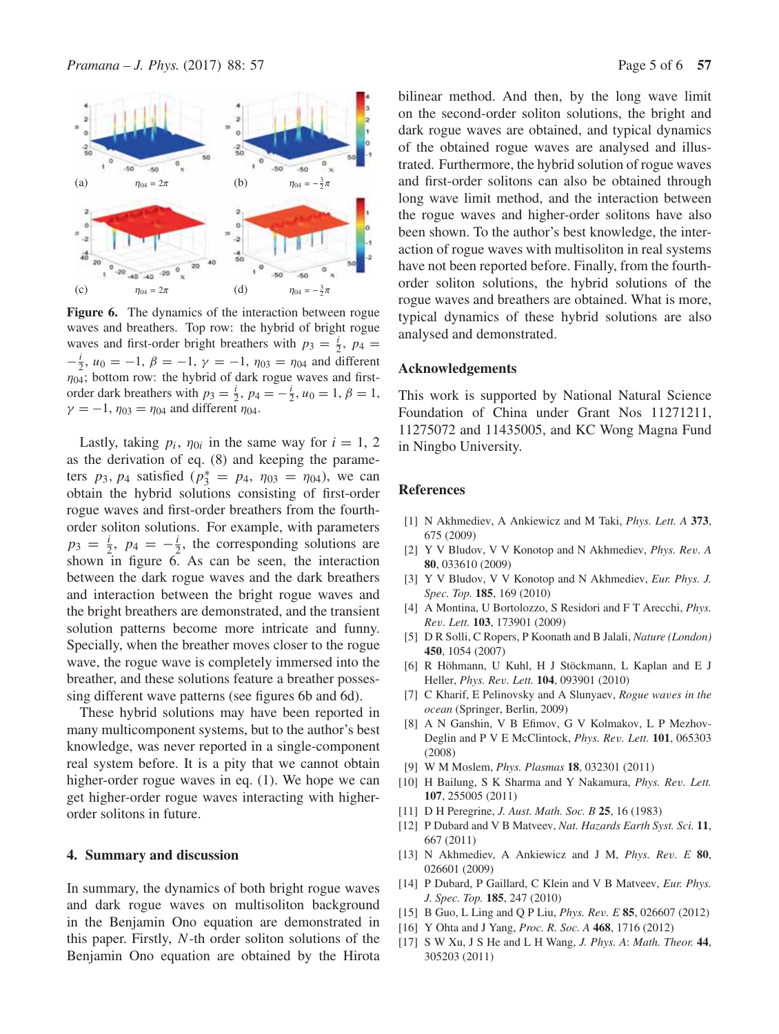**Figure 6.** The dynamics of the interaction between rogue waves and breathers. Top row: the hybrid of bright rogue waves and first-order bright breathers with $p_3 = \frac{i}{2}$, $p_4 = -\frac{i}{2}$, $u_0 = -1$, $\beta = -1$, $\gamma = -1$, $\eta_{03} = \eta_{04}$ and different $\eta_{04}$; bottom row: the hybrid of dark rogue waves and first-order dark breathers with $p_3 = \frac{i}{2}$, $p_4 = -\frac{i}{2}$, $u_0 = 1$, $\beta = 1$, $\gamma = -1$, $\eta_{03} = \eta_{04}$ and different $\eta_{04}$.

Lastly, taking $p_i$, $\eta_{0i}$ in the same way for $i = 1, 2$ as the derivation of eq. (8) and keeping the parameters $p_3$, $p_4$ satisfied ($p_3^* = p_4$, $\eta_{03} = \eta_{04}$), we can obtain the hybrid solutions consisting of first-order rogue waves and first-order breathers from the fourth-order soliton solutions. For example, with parameters $p_3 = \frac{i}{2}$, $p_4 = -\frac{i}{2}$, the corresponding solutions are shown in figure 6. As can be seen, the interaction between the dark rogue waves and the dark breathers and interaction between the bright rogue waves and the bright breathers are demonstrated, and the transient solution patterns become more intricate and funny. Specially, when the breather moves closer to the rogue wave, the rogue wave is completely immersed into the breather, and these solutions feature a breather possessing different wave patterns (see figures 6b and 6d).

These hybrid solutions may have been reported in many multicomponent systems, but to the author's best knowledge, was never reported in a single-component real system before. It is a pity that we cannot obtain higher-order rogue waves in eq. (1). We hope we can get higher-order rogue waves interacting with higher-order solitons in future.

## 4. Summary and discussion

In summary, the dynamics of both bright rogue waves and dark rogue waves on multisoliton background in the Benjamin Ono equation are demonstrated in this paper. Firstly, $N$-th order soliton solutions of the Benjamin Ono equation are obtained by the Hirota bilinear method. And then, by the long wave limit on the second-order soliton solutions, the bright and dark rogue waves are obtained, and typical dynamics of the obtained rogue waves are analysed and illustrated. Furthermore, the hybrid solution of rogue waves and first-order solitons can also be obtained through long wave limit method, and the interaction between the rogue waves and higher-order solitons have also been shown. To the author's best knowledge, the interaction of rogue waves with multisoliton in real systems have not been reported before. Finally, from the fourth-order soliton solutions, the hybrid solutions of the rogue waves and breathers are obtained. What is more, typical dynamics of these hybrid solutions are also analysed and demonstrated.

## Acknowledgements

This work is supported by National Natural Science Foundation of China under Grant Nos 11271211, 11275072 and 11435005, and KC Wong Magna Fund in Ningbo University.

## References

[1] N Akhmediev, A Ankiewicz and M Taki, *Phys. Lett. A* **373**, 675 (2009)

[2] Y V Bludov, V V Konotop and N Akhmediev, *Phys. Rev. A* **80**, 033610 (2009)

[3] Y V Bludov, V V Konotop and N Akhmediev, *Eur. Phys. J. Spec. Top.* **185**, 169 (2010)

[4] A Montina, U Bortolozzo, S Residori and F T Arecchi, *Phys. Rev. Lett.* **103**, 173901 (2009)

[5] D R Solli, C Ropers, P Koonath and B Jalali, *Nature (London)* **450**, 1054 (2007)

[6] R Höhmann, U Kuhl, H J Stöckmann, L Kaplan and E J Heller, *Phys. Rev. Lett.* **104**, 093901 (2010)

[7] C Kharif, E Pelinovsky and A Slunyaev, *Rogue waves in the ocean* (Springer, Berlin, 2009)

[8] A N Ganshin, V B Efimov, G V Kolmakov, L P Mezhov-Deglin and P V E McClintock, *Phys. Rev. Lett.* **101**, 065303 (2008)

[9] W M Moslem, *Phys. Plasmas* **18**, 032301 (2011)

[10] H Bailung, S K Sharma and Y Nakamura, *Phys. Rev. Lett.* **107**, 255005 (2011)

[11] D H Peregrine, *J. Aust. Math. Soc. B* **25**, 16 (1983)

[12] P Dubard and V B Matveev, *Nat. Hazards Earth Syst. Sci.* **11**, 667 (2011)

[13] N Akhmediev, A Ankiewicz and J M, *Phys. Rev. E* **80**, 026601 (2009)

[14] P Dubard, P Gaillard, C Klein and V B Matveev, *Eur. Phys. J. Spec. Top.* **185**, 247 (2010)

[15] B Guo, L Ling and Q P Liu, *Phys. Rev. E* **85**, 026607 (2012)

[16] Y Ohta and J Yang, *Proc. R. Soc. A* **468**, 1716 (2012)

[17] S W Xu, J S He and L H Wang, *J. Phys. A: Math. Theor.* **44**, 305203 (2011)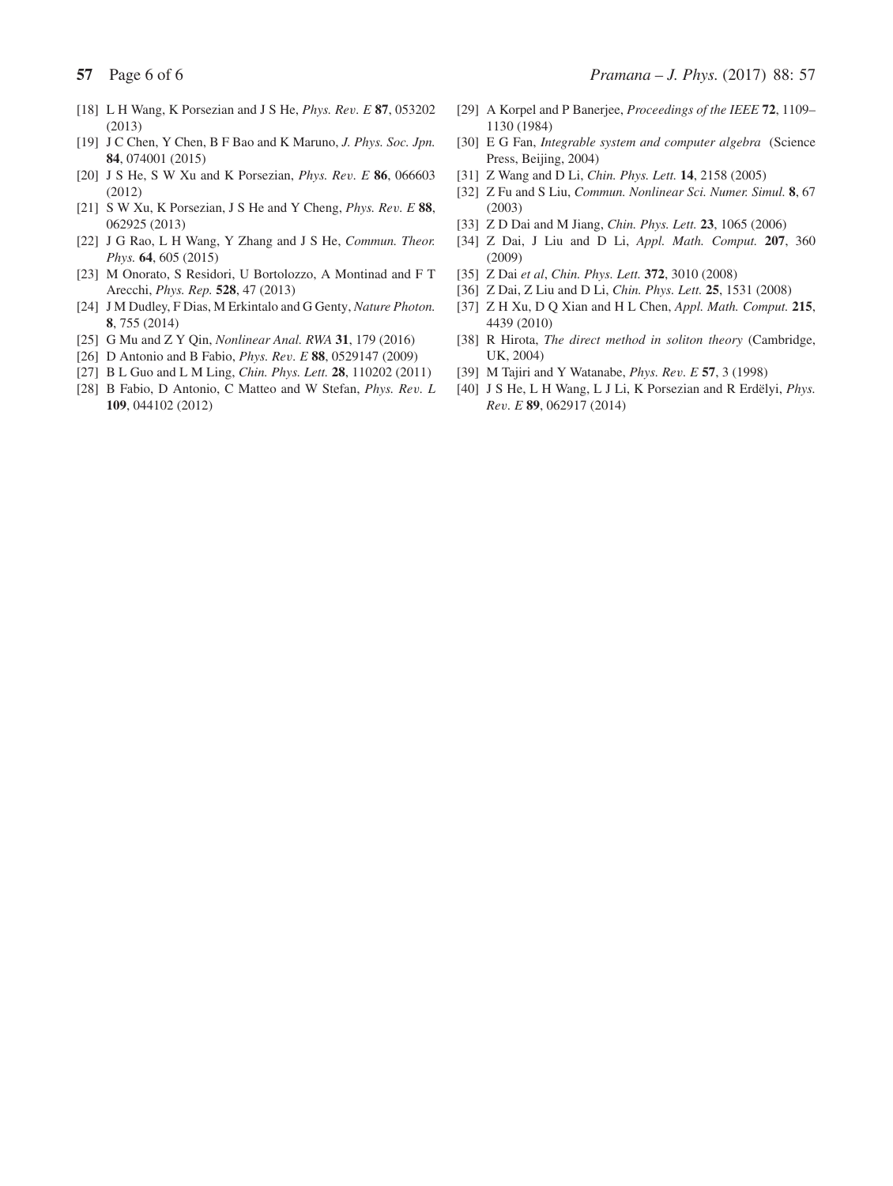[18] L H Wang, K Porsezian and J S He, *Phys. Rev. E* **87**, 053202 (2013)

[19] J C Chen, Y Chen, B F Bao and K Maruno, *J. Phys. Soc. Jpn.* **84**, 074001 (2015)

[20] J S He, S W Xu and K Porsezian, *Phys. Rev. E* **86**, 066603 (2012)

[21] S W Xu, K Porsezian, J S He and Y Cheng, *Phys. Rev. E* **88**, 062925 (2013)

[22] J G Rao, L H Wang, Y Zhang and J S He, *Commun. Theor. Phys.* **64**, 605 (2015)

[23] M Onorato, S Residori, U Bortolozzo, A Montinad and F T Arecchi, *Phys. Rep.* **528**, 47 (2013)

[24] J M Dudley, F Dias, M Erkintalo and G Genty, *Nature Photon.* **8**, 755 (2014)

[25] G Mu and Z Y Qin, *Nonlinear Anal. RWA* **31**, 179 (2016)

[26] D Antonio and B Fabio, *Phys. Rev. E* **88**, 0529147 (2009)

[27] B L Guo and L M Ling, *Chin. Phys. Lett.* **28**, 110202 (2011)

[28] B Fabio, D Antonio, C Matteo and W Stefan, *Phys. Rev. L* **109**, 044102 (2012)

[29] A Korpel and P Banerjee, *Proceedings of the IEEE* **72**, 1109–1130 (1984)

[30] E G Fan, *Integrable system and computer algebra* (Science Press, Beijing, 2004)

[31] Z Wang and D Li, *Chin. Phys. Lett.* **14**, 2158 (2005)

[32] Z Fu and S Liu, *Commun. Nonlinear Sci. Numer. Simul.* **8**, 67 (2003)

[33] Z D Dai and M Jiang, *Chin. Phys. Lett.* **23**, 1065 (2006)

[34] Z Dai, J Liu and D Li, *Appl. Math. Comput.* **207**, 360 (2009)

[35] Z Dai *et al*, *Chin. Phys. Lett.* **372**, 3010 (2008)

[36] Z Dai, Z Liu and D Li, *Chin. Phys. Lett.* **25**, 1531 (2008)

[37] Z H Xu, D Q Xian and H L Chen, *Appl. Math. Comput.* **215**, 4439 (2010)

[38] R Hirota, *The direct method in soliton theory* (Cambridge, UK, 2004)

[39] M Tajiri and Y Watanabe, *Phys. Rev. E* **57**, 3 (1998)

[40] J S He, L H Wang, L J Li, K Porsezian and R Erdëlyi, *Phys. Rev. E* **89**, 062917 (2014)